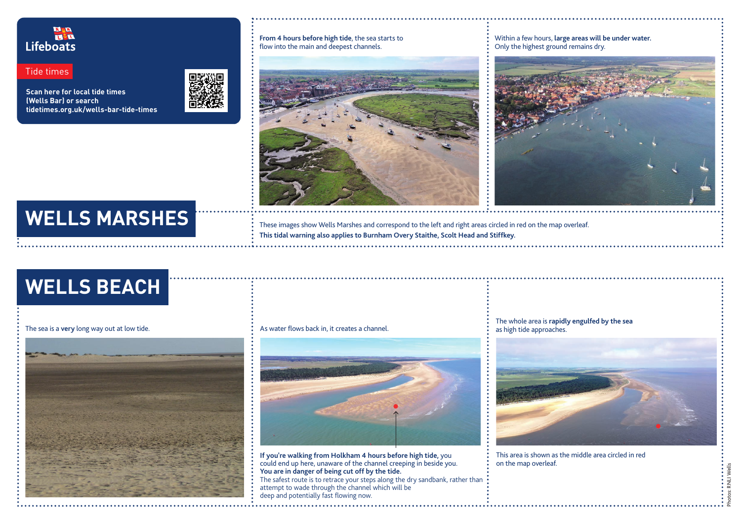Lifeboats

Tide times

**Scan here for local tide times (Wells Bar) or search tidetimes.org.uk/wells-bar-tide-times**

# WELLS MARSHES

**From 4 hours before high tide**, the sea starts to flow into the main and deepest channels.

Within a few hours, **large areas will be under water.** Only the highest ground remains dry.

These images show Wells Marshes and correspond to the left and right areas circled in red on the map overleaf.
**This tidal warning also applies to Burnham Overy Staithe, Scolt Head and Stiffkey.**

# WELLS BEACH

The sea is a **very** long way out at low tide.

As water flows back in, it creates a channel.

**If you're walking from Holkham 4 hours before high tide,** you could end up here, unaware of the channel creeping in beside you.
**You are in danger of being cut off by the tide.**
The safest route is to retrace your steps along the dry sandbank, rather than attempt to wade through the channel which will be deep and potentially fast flowing now.

The whole area is **rapidly engulfed by the sea** as high tide approaches.

This area is shown as the middle area circled in red on the map overleaf.

Photos: RNLI Wells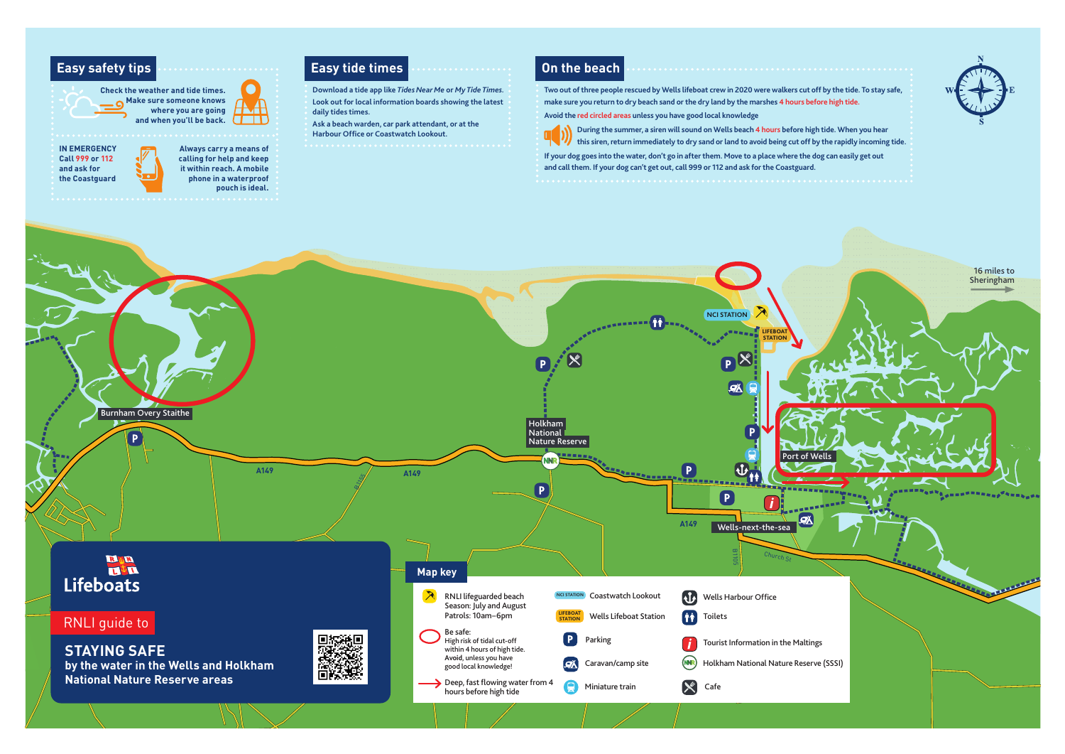## Easy safety tips

Check the weather and tide times. Make sure someone knows where you are going and when you'll be back.

**IN EMERGENCY**
Call 999 or 112 and ask for the Coastguard

Always carry a means of calling for help and keep it within reach. A mobile phone in a waterproof pouch is ideal.

## Easy tide times

Download a tide app like *Tides Near Me* or *My Tide Times*. Look out for local information boards showing the latest daily tides times.

Ask a beach warden, car park attendant, or at the Harbour Office or Coastwatch Lookout.

## On the beach

Two out of three people rescued by Wells lifeboat crew in 2020 were walkers cut off by the tide. To stay safe, make sure you return to dry beach sand or the dry land by the marshes 4 hours before high tide.

Avoid the red circled areas unless you have good local knowledge

During the summer, a siren will sound on Wells beach 4 hours before high tide. When you hear this siren, return immediately to dry sand or land to avoid being cut off by the rapidly incoming tide.

If your dog goes into the water, don't go in after them. Move to a place where the dog can easily get out and call them. If your dog can't get out, call 999 or 112 and ask for the Coastguard.

N E S W

16 miles to Sheringham

Burnham Overy Staithe

Holkham National Nature Reserve

NCI STATION

LIFEBOAT STATION

Port of Wells

Wells-next-the-sea

A149

A149

A149

B1105

B1105

Church St

Lifeboats

RNLI guide to

**STAYING SAFE**
**by the water in the Wells and Holkham National Nature Reserve areas**

## Map key

- RNLI lifeguarded beach
  Season: July and August
  Patrols: 10am–6pm
- Be safe:
  High risk of tidal cut-off within 4 hours of high tide.
  Avoid, unless you have good local knowledge!
- Deep, fast flowing water from 4 hours before high tide
- NCI STATION — Coastwatch Lookout
- LIFEBOAT STATION — Wells Lifeboat Station
- Parking
- Caravan/camp site
- Miniature train
- Wells Harbour Office
- Toilets
- Tourist Information in the Maltings
- Holkham National Nature Reserve (SSSI)
- Cafe